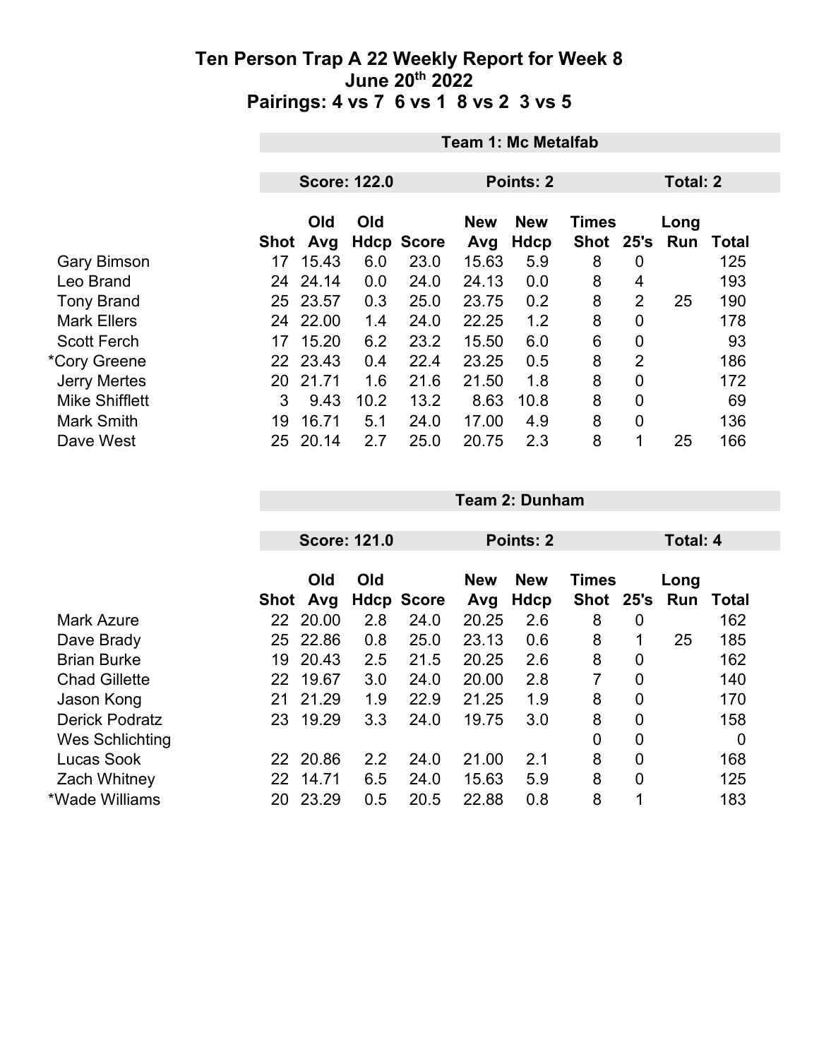# Ten Person Trap A 22 Weekly Report for Week 8
## June 20th 2022
## Pairings: 4 vs 7 6 vs 1 8 vs 2 3 vs 5

| | Team 1: Mc Metalfab | | | | | | | | | |
|---|---|---|---|---|---|---|---|---|---|---|
| | Score: 122.0 | | | | Points: 2 | | | Total: 2 | | |
| | Shot | Old Avg | Old Hdcp | Score | New Avg | New Hdcp | Times Shot | 25's | Long Run | Total |
| Gary Bimson | 17 | 15.43 | 6.0 | 23.0 | 15.63 | 5.9 | 8 | 0 | | 125 |
| Leo Brand | 24 | 24.14 | 0.0 | 24.0 | 24.13 | 0.0 | 8 | 4 | | 193 |
| Tony Brand | 25 | 23.57 | 0.3 | 25.0 | 23.75 | 0.2 | 8 | 2 | 25 | 190 |
| Mark Ellers | 24 | 22.00 | 1.4 | 24.0 | 22.25 | 1.2 | 8 | 0 | | 178 |
| Scott Ferch | 17 | 15.20 | 6.2 | 23.2 | 15.50 | 6.0 | 6 | 0 | | 93 |
| *Cory Greene | 22 | 23.43 | 0.4 | 22.4 | 23.25 | 0.5 | 8 | 2 | | 186 |
| Jerry Mertes | 20 | 21.71 | 1.6 | 21.6 | 21.50 | 1.8 | 8 | 0 | | 172 |
| Mike Shifflett | 3 | 9.43 | 10.2 | 13.2 | 8.63 | 10.8 | 8 | 0 | | 69 |
| Mark Smith | 19 | 16.71 | 5.1 | 24.0 | 17.00 | 4.9 | 8 | 0 | | 136 |
| Dave West | 25 | 20.14 | 2.7 | 25.0 | 20.75 | 2.3 | 8 | 1 | 25 | 166 |

| | Team 2: Dunham | | | | | | | | | |
|---|---|---|---|---|---|---|---|---|---|---|
| | Score: 121.0 | | | | Points: 2 | | | Total: 4 | | |
| | Shot | Old Avg | Old Hdcp | Score | New Avg | New Hdcp | Times Shot | 25's | Long Run | Total |
| Mark Azure | 22 | 20.00 | 2.8 | 24.0 | 20.25 | 2.6 | 8 | 0 | | 162 |
| Dave Brady | 25 | 22.86 | 0.8 | 25.0 | 23.13 | 0.6 | 8 | 1 | 25 | 185 |
| Brian Burke | 19 | 20.43 | 2.5 | 21.5 | 20.25 | 2.6 | 8 | 0 | | 162 |
| Chad Gillette | 22 | 19.67 | 3.0 | 24.0 | 20.00 | 2.8 | 7 | 0 | | 140 |
| Jason Kong | 21 | 21.29 | 1.9 | 22.9 | 21.25 | 1.9 | 8 | 0 | | 170 |
| Derick Podratz | 23 | 19.29 | 3.3 | 24.0 | 19.75 | 3.0 | 8 | 0 | | 158 |
| Wes Schlichting | | | | | | | 0 | 0 | | 0 |
| Lucas Sook | 22 | 20.86 | 2.2 | 24.0 | 21.00 | 2.1 | 8 | 0 | | 168 |
| Zach Whitney | 22 | 14.71 | 6.5 | 24.0 | 15.63 | 5.9 | 8 | 0 | | 125 |
| *Wade Williams | 20 | 23.29 | 0.5 | 20.5 | 22.88 | 0.8 | 8 | 1 | | 183 |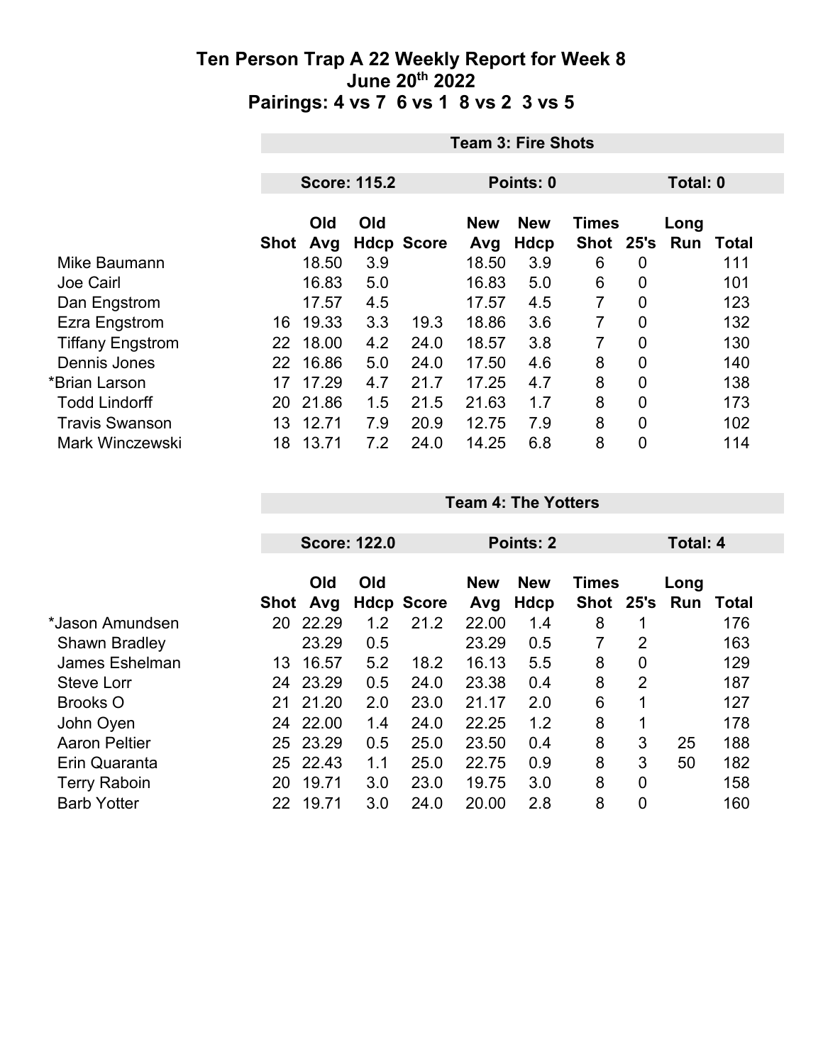# Ten Person Trap A 22 Weekly Report for Week 8
## June 20th 2022
## Pairings: 4 vs 7  6 vs 1  8 vs 2  3 vs 5

**Team 3: Fire Shots**

**Score: 115.2** | **Points: 0** | **Total: 0**

| | Shot | Old Avg | Old Hdcp | Score | New Avg | New Hdcp | Times Shot | 25's | Long Run | Total |
|---|---|---|---|---|---|---|---|---|---|---|
| Mike Baumann | | 18.50 | 3.9 | | 18.50 | 3.9 | 6 | 0 | | 111 |
| Joe Cairl | | 16.83 | 5.0 | | 16.83 | 5.0 | 6 | 0 | | 101 |
| Dan Engstrom | | 17.57 | 4.5 | | 17.57 | 4.5 | 7 | 0 | | 123 |
| Ezra Engstrom | 16 | 19.33 | 3.3 | 19.3 | 18.86 | 3.6 | 7 | 0 | | 132 |
| Tiffany Engstrom | 22 | 18.00 | 4.2 | 24.0 | 18.57 | 3.8 | 7 | 0 | | 130 |
| Dennis Jones | 22 | 16.86 | 5.0 | 24.0 | 17.50 | 4.6 | 8 | 0 | | 140 |
| *Brian Larson | 17 | 17.29 | 4.7 | 21.7 | 17.25 | 4.7 | 8 | 0 | | 138 |
| Todd Lindorff | 20 | 21.86 | 1.5 | 21.5 | 21.63 | 1.7 | 8 | 0 | | 173 |
| Travis Swanson | 13 | 12.71 | 7.9 | 20.9 | 12.75 | 7.9 | 8 | 0 | | 102 |
| Mark Winczewski | 18 | 13.71 | 7.2 | 24.0 | 14.25 | 6.8 | 8 | 0 | | 114 |

**Team 4: The Yotters**

**Score: 122.0** | **Points: 2** | **Total: 4**

| | Shot | Old Avg | Old Hdcp | Score | New Avg | New Hdcp | Times Shot | 25's | Long Run | Total |
|---|---|---|---|---|---|---|---|---|---|---|
| *Jason Amundsen | 20 | 22.29 | 1.2 | 21.2 | 22.00 | 1.4 | 8 | 1 | | 176 |
| Shawn Bradley | | 23.29 | 0.5 | | 23.29 | 0.5 | 7 | 2 | | 163 |
| James Eshelman | 13 | 16.57 | 5.2 | 18.2 | 16.13 | 5.5 | 8 | 0 | | 129 |
| Steve Lorr | 24 | 23.29 | 0.5 | 24.0 | 23.38 | 0.4 | 8 | 2 | | 187 |
| Brooks O | 21 | 21.20 | 2.0 | 23.0 | 21.17 | 2.0 | 6 | 1 | | 127 |
| John Oyen | 24 | 22.00 | 1.4 | 24.0 | 22.25 | 1.2 | 8 | 1 | | 178 |
| Aaron Peltier | 25 | 23.29 | 0.5 | 25.0 | 23.50 | 0.4 | 8 | 3 | 25 | 188 |
| Erin Quaranta | 25 | 22.43 | 1.1 | 25.0 | 22.75 | 0.9 | 8 | 3 | 50 | 182 |
| Terry Raboin | 20 | 19.71 | 3.0 | 23.0 | 19.75 | 3.0 | 8 | 0 | | 158 |
| Barb Yotter | 22 | 19.71 | 3.0 | 24.0 | 20.00 | 2.8 | 8 | 0 | | 160 |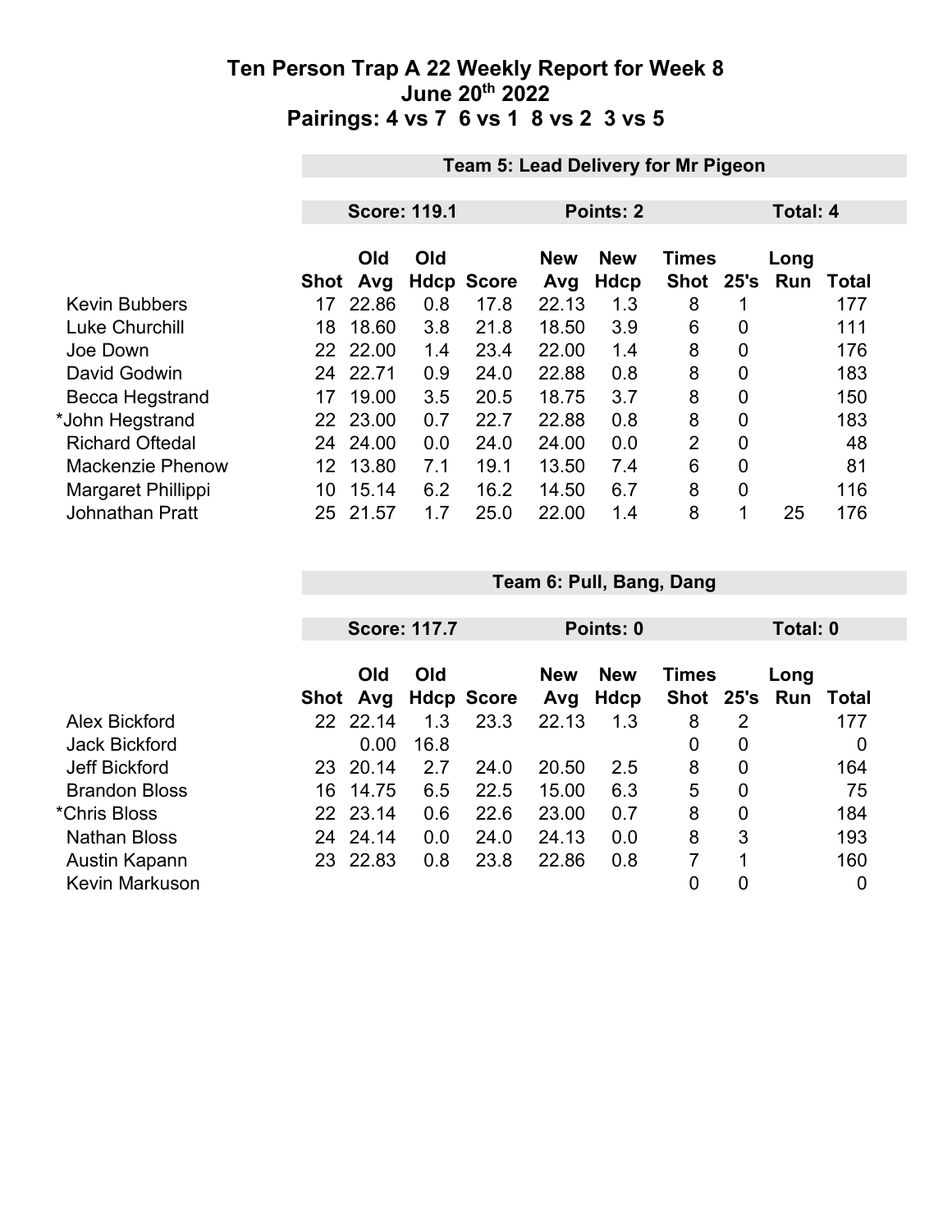# Ten Person Trap A 22 Weekly Report for Week 8
## June 20th 2022
## Pairings: 4 vs 7 6 vs 1 8 vs 2 3 vs 5

### Team 5: Lead Delivery for Mr Pigeon

**Score: 119.1** | **Points: 2** | **Total: 4**

| | Shot | Old Avg | Old Hdcp | Score | New Avg | New Hdcp | Times Shot | 25's | Long Run | Total |
|---|---|---|---|---|---|---|---|---|---|---|
| Kevin Bubbers | 17 | 22.86 | 0.8 | 17.8 | 22.13 | 1.3 | 8 | 1 | | 177 |
| Luke Churchill | 18 | 18.60 | 3.8 | 21.8 | 18.50 | 3.9 | 6 | 0 | | 111 |
| Joe Down | 22 | 22.00 | 1.4 | 23.4 | 22.00 | 1.4 | 8 | 0 | | 176 |
| David Godwin | 24 | 22.71 | 0.9 | 24.0 | 22.88 | 0.8 | 8 | 0 | | 183 |
| Becca Hegstrand | 17 | 19.00 | 3.5 | 20.5 | 18.75 | 3.7 | 8 | 0 | | 150 |
| *John Hegstrand | 22 | 23.00 | 0.7 | 22.7 | 22.88 | 0.8 | 8 | 0 | | 183 |
| Richard Oftedal | 24 | 24.00 | 0.0 | 24.0 | 24.00 | 0.0 | 2 | 0 | | 48 |
| Mackenzie Phenow | 12 | 13.80 | 7.1 | 19.1 | 13.50 | 7.4 | 6 | 0 | | 81 |
| Margaret Phillippi | 10 | 15.14 | 6.2 | 16.2 | 14.50 | 6.7 | 8 | 0 | | 116 |
| Johnathan Pratt | 25 | 21.57 | 1.7 | 25.0 | 22.00 | 1.4 | 8 | 1 | 25 | 176 |

### Team 6: Pull, Bang, Dang

**Score: 117.7** | **Points: 0** | **Total: 0**

| | Shot | Old Avg | Old Hdcp | Score | New Avg | New Hdcp | Times Shot | 25's | Long Run | Total |
|---|---|---|---|---|---|---|---|---|---|---|
| Alex Bickford | 22 | 22.14 | 1.3 | 23.3 | 22.13 | 1.3 | 8 | 2 | | 177 |
| Jack Bickford | | 0.00 | 16.8 | | | | 0 | 0 | | 0 |
| Jeff Bickford | 23 | 20.14 | 2.7 | 24.0 | 20.50 | 2.5 | 8 | 0 | | 164 |
| Brandon Bloss | 16 | 14.75 | 6.5 | 22.5 | 15.00 | 6.3 | 5 | 0 | | 75 |
| *Chris Bloss | 22 | 23.14 | 0.6 | 22.6 | 23.00 | 0.7 | 8 | 0 | | 184 |
| Nathan Bloss | 24 | 24.14 | 0.0 | 24.0 | 24.13 | 0.0 | 8 | 3 | | 193 |
| Austin Kapann | 23 | 22.83 | 0.8 | 23.8 | 22.86 | 0.8 | 7 | 1 | | 160 |
| Kevin Markuson | | | | | | | 0 | 0 | | 0 |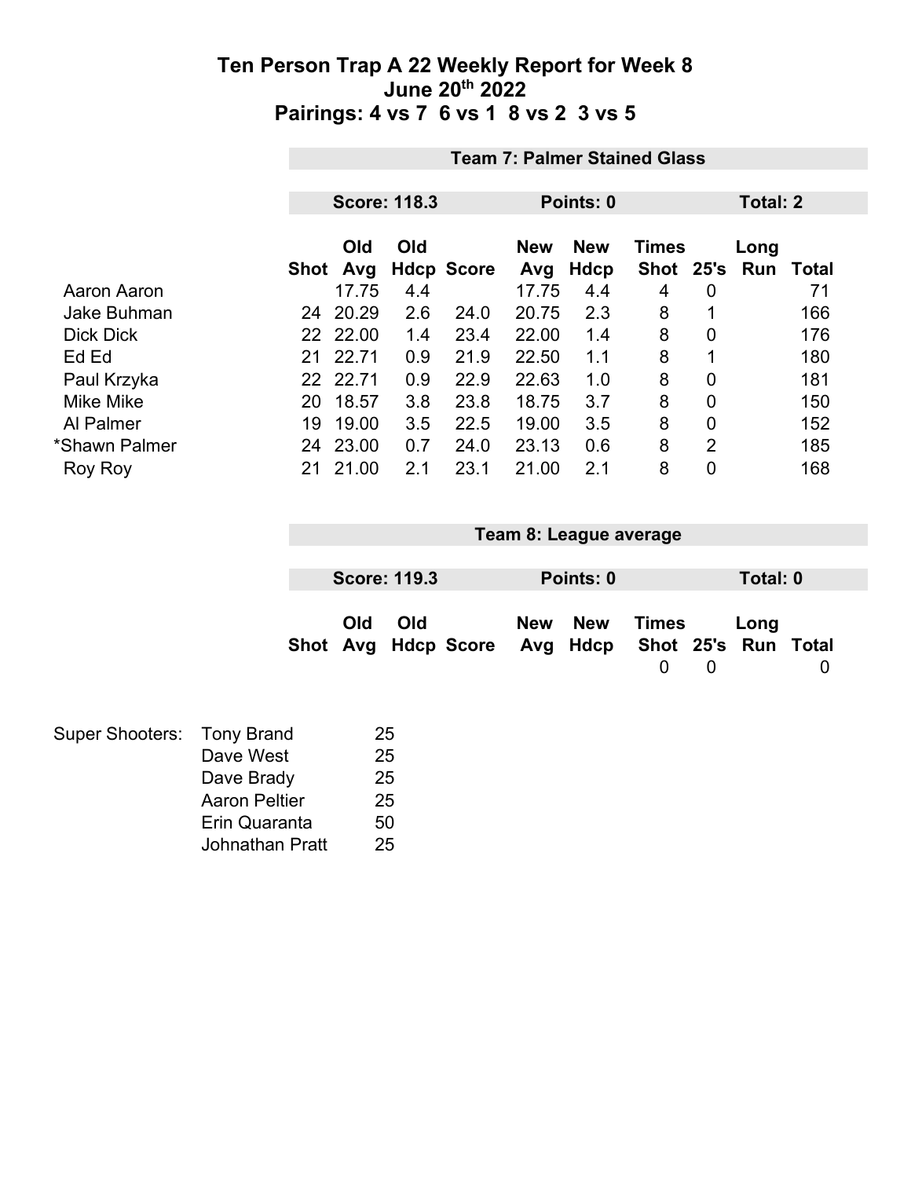# Ten Person Trap A 22 Weekly Report for Week 8
## June 20th 2022
## Pairings: 4 vs 7 6 vs 1 8 vs 2 3 vs 5

**Team 7: Palmer Stained Glass**

**Score: 118.3** | **Points: 0** | **Total: 2**

| | Shot | Old Avg | Old Hdcp | Score | New Avg | New Hdcp | Times Shot | 25's | Long Run | Total |
|---|---|---|---|---|---|---|---|---|---|---|
| Aaron Aaron | | 17.75 | 4.4 | | 17.75 | 4.4 | 4 | 0 | | 71 |
| Jake Buhman | 24 | 20.29 | 2.6 | 24.0 | 20.75 | 2.3 | 8 | 1 | | 166 |
| Dick Dick | 22 | 22.00 | 1.4 | 23.4 | 22.00 | 1.4 | 8 | 0 | | 176 |
| Ed Ed | 21 | 22.71 | 0.9 | 21.9 | 22.50 | 1.1 | 8 | 1 | | 180 |
| Paul Krzyka | 22 | 22.71 | 0.9 | 22.9 | 22.63 | 1.0 | 8 | 0 | | 181 |
| Mike Mike | 20 | 18.57 | 3.8 | 23.8 | 18.75 | 3.7 | 8 | 0 | | 150 |
| Al Palmer | 19 | 19.00 | 3.5 | 22.5 | 19.00 | 3.5 | 8 | 0 | | 152 |
| *Shawn Palmer | 24 | 23.00 | 0.7 | 24.0 | 23.13 | 0.6 | 8 | 2 | | 185 |
| Roy Roy | 21 | 21.00 | 2.1 | 23.1 | 21.00 | 2.1 | 8 | 0 | | 168 |

**Team 8: League average**

**Score: 119.3** | **Points: 0** | **Total: 0**

| | Shot | Old Avg | Old Hdcp | Score | New Avg | New Hdcp | Times Shot | 25's | Long Run | Total |
|---|---|---|---|---|---|---|---|---|---|---|
| | | | | | | | 0 | 0 | | 0 |

| Super Shooters: | | |
|---|---|---|
| | Tony Brand | 25 |
| | Dave West | 25 |
| | Dave Brady | 25 |
| | Aaron Peltier | 25 |
| | Erin Quaranta | 50 |
| | Johnathan Pratt | 25 |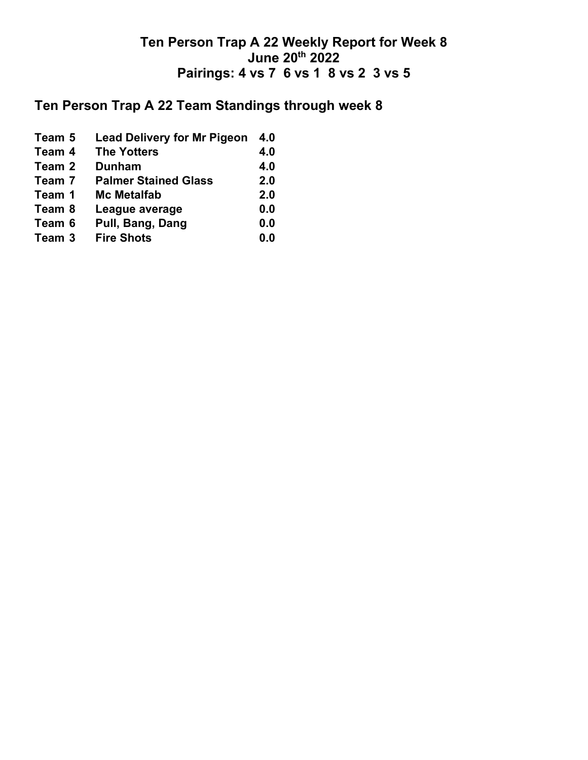## Ten Person Trap A 22 Weekly Report for Week 8
## June 20th 2022
## Pairings: 4 vs 7  6 vs 1  8 vs 2  3 vs 5

## Ten Person Trap A 22 Team Standings through week 8

| | | |
|---|---|---|
| **Team 5** | **Lead Delivery for Mr Pigeon** | **4.0** |
| **Team 4** | **The Yotters** | **4.0** |
| **Team 2** | **Dunham** | **4.0** |
| **Team 7** | **Palmer Stained Glass** | **2.0** |
| **Team 1** | **Mc Metalfab** | **2.0** |
| **Team 8** | **League average** | **0.0** |
| **Team 6** | **Pull, Bang, Dang** | **0.0** |
| **Team 3** | **Fire Shots** | **0.0** |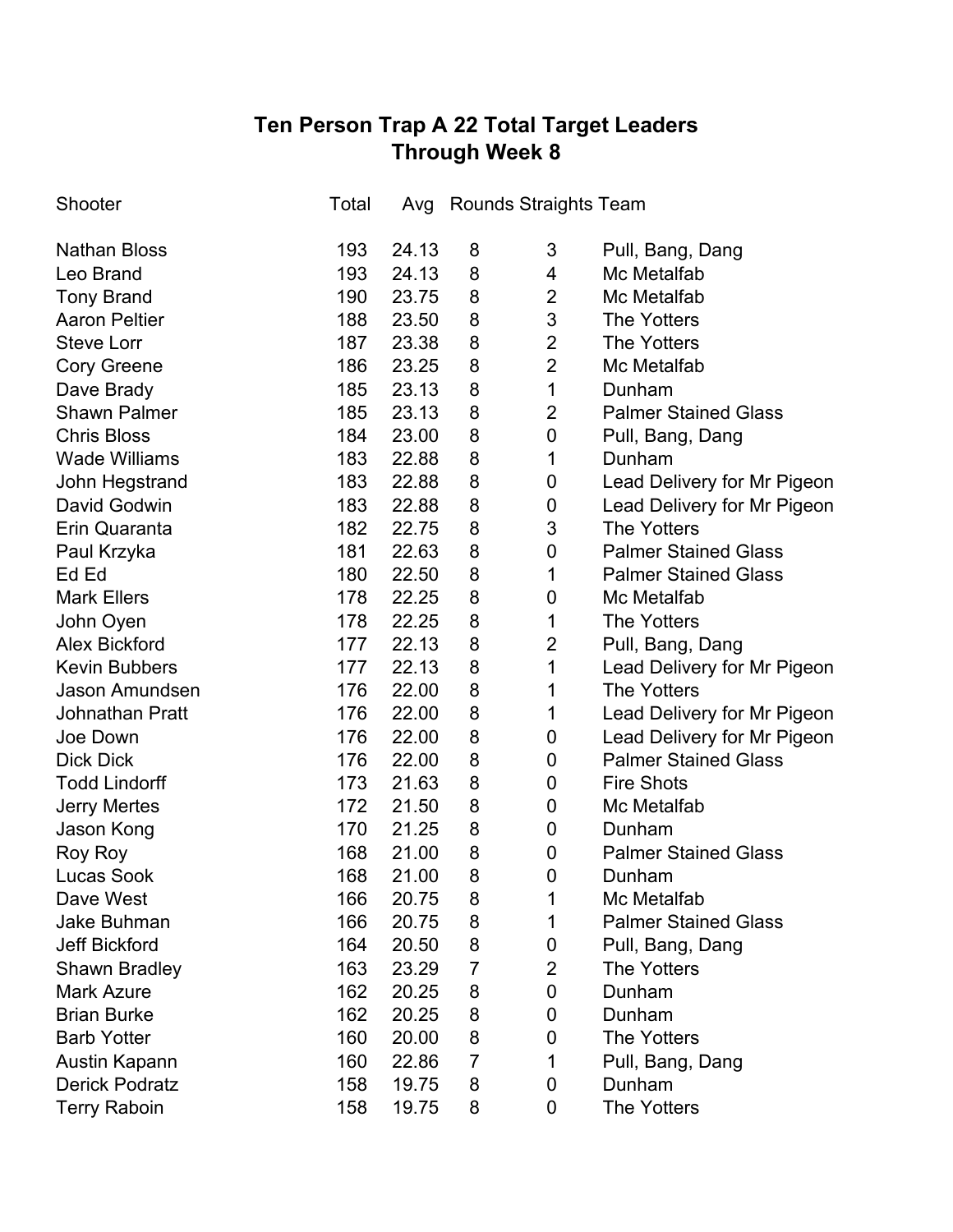# Ten Person Trap A 22 Total Target Leaders
## Through Week 8

| Shooter | Total | Avg | Rounds | Straights | Team |
|---|---|---|---|---|---|
| Nathan Bloss | 193 | 24.13 | 8 | 3 | Pull, Bang, Dang |
| Leo Brand | 193 | 24.13 | 8 | 4 | Mc Metalfab |
| Tony Brand | 190 | 23.75 | 8 | 2 | Mc Metalfab |
| Aaron Peltier | 188 | 23.50 | 8 | 3 | The Yotters |
| Steve Lorr | 187 | 23.38 | 8 | 2 | The Yotters |
| Cory Greene | 186 | 23.25 | 8 | 2 | Mc Metalfab |
| Dave Brady | 185 | 23.13 | 8 | 1 | Dunham |
| Shawn Palmer | 185 | 23.13 | 8 | 2 | Palmer Stained Glass |
| Chris Bloss | 184 | 23.00 | 8 | 0 | Pull, Bang, Dang |
| Wade Williams | 183 | 22.88 | 8 | 1 | Dunham |
| John Hegstrand | 183 | 22.88 | 8 | 0 | Lead Delivery for Mr Pigeon |
| David Godwin | 183 | 22.88 | 8 | 0 | Lead Delivery for Mr Pigeon |
| Erin Quaranta | 182 | 22.75 | 8 | 3 | The Yotters |
| Paul Krzyka | 181 | 22.63 | 8 | 0 | Palmer Stained Glass |
| Ed Ed | 180 | 22.50 | 8 | 1 | Palmer Stained Glass |
| Mark Ellers | 178 | 22.25 | 8 | 0 | Mc Metalfab |
| John Oyen | 178 | 22.25 | 8 | 1 | The Yotters |
| Alex Bickford | 177 | 22.13 | 8 | 2 | Pull, Bang, Dang |
| Kevin Bubbers | 177 | 22.13 | 8 | 1 | Lead Delivery for Mr Pigeon |
| Jason Amundsen | 176 | 22.00 | 8 | 1 | The Yotters |
| Johnathan Pratt | 176 | 22.00 | 8 | 1 | Lead Delivery for Mr Pigeon |
| Joe Down | 176 | 22.00 | 8 | 0 | Lead Delivery for Mr Pigeon |
| Dick Dick | 176 | 22.00 | 8 | 0 | Palmer Stained Glass |
| Todd Lindorff | 173 | 21.63 | 8 | 0 | Fire Shots |
| Jerry Mertes | 172 | 21.50 | 8 | 0 | Mc Metalfab |
| Jason Kong | 170 | 21.25 | 8 | 0 | Dunham |
| Roy Roy | 168 | 21.00 | 8 | 0 | Palmer Stained Glass |
| Lucas Sook | 168 | 21.00 | 8 | 0 | Dunham |
| Dave West | 166 | 20.75 | 8 | 1 | Mc Metalfab |
| Jake Buhman | 166 | 20.75 | 8 | 1 | Palmer Stained Glass |
| Jeff Bickford | 164 | 20.50 | 8 | 0 | Pull, Bang, Dang |
| Shawn Bradley | 163 | 23.29 | 7 | 2 | The Yotters |
| Mark Azure | 162 | 20.25 | 8 | 0 | Dunham |
| Brian Burke | 162 | 20.25 | 8 | 0 | Dunham |
| Barb Yotter | 160 | 20.00 | 8 | 0 | The Yotters |
| Austin Kapann | 160 | 22.86 | 7 | 1 | Pull, Bang, Dang |
| Derick Podratz | 158 | 19.75 | 8 | 0 | Dunham |
| Terry Raboin | 158 | 19.75 | 8 | 0 | The Yotters |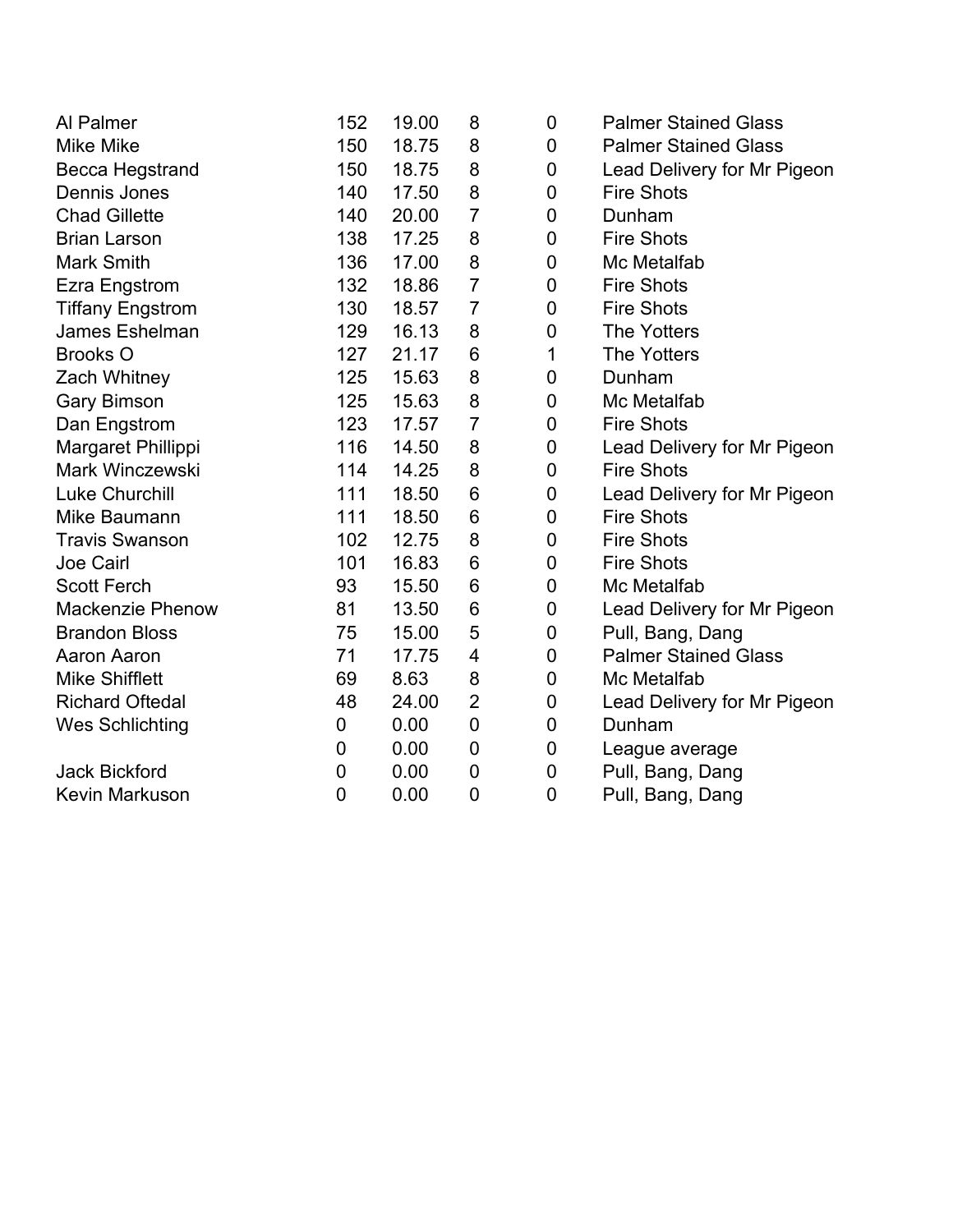| | | | | | |
|---|---|---|---|---|---|
| Al Palmer | 152 | 19.00 | 8 | 0 | Palmer Stained Glass |
| Mike Mike | 150 | 18.75 | 8 | 0 | Palmer Stained Glass |
| Becca Hegstrand | 150 | 18.75 | 8 | 0 | Lead Delivery for Mr Pigeon |
| Dennis Jones | 140 | 17.50 | 8 | 0 | Fire Shots |
| Chad Gillette | 140 | 20.00 | 7 | 0 | Dunham |
| Brian Larson | 138 | 17.25 | 8 | 0 | Fire Shots |
| Mark Smith | 136 | 17.00 | 8 | 0 | Mc Metalfab |
| Ezra Engstrom | 132 | 18.86 | 7 | 0 | Fire Shots |
| Tiffany Engstrom | 130 | 18.57 | 7 | 0 | Fire Shots |
| James Eshelman | 129 | 16.13 | 8 | 0 | The Yotters |
| Brooks O | 127 | 21.17 | 6 | 1 | The Yotters |
| Zach Whitney | 125 | 15.63 | 8 | 0 | Dunham |
| Gary Bimson | 125 | 15.63 | 8 | 0 | Mc Metalfab |
| Dan Engstrom | 123 | 17.57 | 7 | 0 | Fire Shots |
| Margaret Phillippi | 116 | 14.50 | 8 | 0 | Lead Delivery for Mr Pigeon |
| Mark Winczewski | 114 | 14.25 | 8 | 0 | Fire Shots |
| Luke Churchill | 111 | 18.50 | 6 | 0 | Lead Delivery for Mr Pigeon |
| Mike Baumann | 111 | 18.50 | 6 | 0 | Fire Shots |
| Travis Swanson | 102 | 12.75 | 8 | 0 | Fire Shots |
| Joe Cairl | 101 | 16.83 | 6 | 0 | Fire Shots |
| Scott Ferch | 93 | 15.50 | 6 | 0 | Mc Metalfab |
| Mackenzie Phenow | 81 | 13.50 | 6 | 0 | Lead Delivery for Mr Pigeon |
| Brandon Bloss | 75 | 15.00 | 5 | 0 | Pull, Bang, Dang |
| Aaron Aaron | 71 | 17.75 | 4 | 0 | Palmer Stained Glass |
| Mike Shifflett | 69 | 8.63 | 8 | 0 | Mc Metalfab |
| Richard Oftedal | 48 | 24.00 | 2 | 0 | Lead Delivery for Mr Pigeon |
| Wes Schlichting | 0 | 0.00 | 0 | 0 | Dunham |
| | 0 | 0.00 | 0 | 0 | League average |
| Jack Bickford | 0 | 0.00 | 0 | 0 | Pull, Bang, Dang |
| Kevin Markuson | 0 | 0.00 | 0 | 0 | Pull, Bang, Dang |